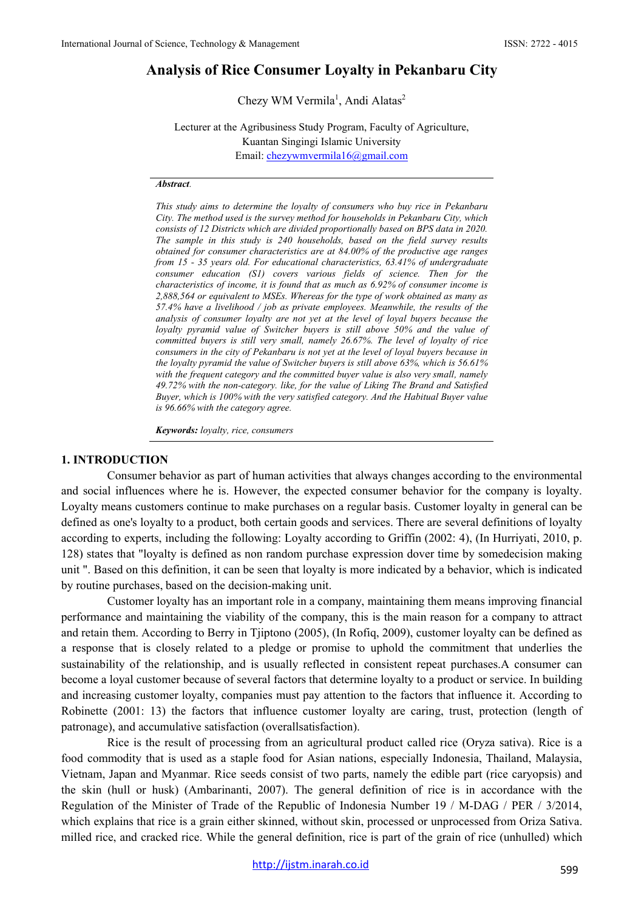# Analysis of Rice Consumer Loyalty in Pekanbaru City

Chezy WM Vermila[1], Andi Alatas[2]

Lecturer at the Agribusiness Study Program, Faculty of Agriculture,
Kuantan Singingi Islamic University
Email: chezywmvermila16@gmail.com

***Abstract.***

*This study aims to determine the loyalty of consumers who buy rice in Pekanbaru City. The method used is the survey method for households in Pekanbaru City, which consists of 12 Districts which are divided proportionally based on BPS data in 2020. The sample in this study is 240 households, based on the field survey results obtained for consumer characteristics are at 84.00% of the productive age ranges from 15 - 35 years old. For educational characteristics, 63.41% of undergraduate consumer education (S1) covers various fields of science. Then for the characteristics of income, it is found that as much as 6.92% of consumer income is 2,888,564 or equivalent to MSEs. Whereas for the type of work obtained as many as 57.4% have a livelihood / job as private employees. Meanwhile, the results of the analysis of consumer loyalty are not yet at the level of loyal buyers because the loyalty pyramid value of Switcher buyers is still above 50% and the value of committed buyers is still very small, namely 26.67%. The level of loyalty of rice consumers in the city of Pekanbaru is not yet at the level of loyal buyers because in the loyalty pyramid the value of Switcher buyers is still above 63%, which is 56.61% with the frequent category and the committed buyer value is also very small, namely 49.72% with the non-category. like, for the value of Liking The Brand and Satisfied Buyer, which is 100% with the very satisfied category. And the Habitual Buyer value is 96.66% with the category agree.*

***Keywords:*** *loyalty, rice, consumers*

## 1. INTRODUCTION

Consumer behavior as part of human activities that always changes according to the environmental and social influences where he is. However, the expected consumer behavior for the company is loyalty. Loyalty means customers continue to make purchases on a regular basis. Customer loyalty in general can be defined as one's loyalty to a product, both certain goods and services. There are several definitions of loyalty according to experts, including the following: Loyalty according to Griffin (2002: 4), (In Hurriyati, 2010, p. 128) states that "loyalty is defined as non random purchase expression dover time by somedecision making unit ". Based on this definition, it can be seen that loyalty is more indicated by a behavior, which is indicated by routine purchases, based on the decision-making unit.

Customer loyalty has an important role in a company, maintaining them means improving financial performance and maintaining the viability of the company, this is the main reason for a company to attract and retain them. According to Berry in Tjiptono (2005), (In Rofiq, 2009), customer loyalty can be defined as a response that is closely related to a pledge or promise to uphold the commitment that underlies the sustainability of the relationship, and is usually reflected in consistent repeat purchases.A consumer can become a loyal customer because of several factors that determine loyalty to a product or service. In building and increasing customer loyalty, companies must pay attention to the factors that influence it. According to Robinette (2001: 13) the factors that influence customer loyalty are caring, trust, protection (length of patronage), and accumulative satisfaction (overallsatisfaction).

Rice is the result of processing from an agricultural product called rice (Oryza sativa). Rice is a food commodity that is used as a staple food for Asian nations, especially Indonesia, Thailand, Malaysia, Vietnam, Japan and Myanmar. Rice seeds consist of two parts, namely the edible part (rice caryopsis) and the skin (hull or husk) (Ambarinanti, 2007). The general definition of rice is in accordance with the Regulation of the Minister of Trade of the Republic of Indonesia Number 19 / M-DAG / PER / 3/2014, which explains that rice is a grain either skinned, without skin, processed or unprocessed from Oriza Sativa. milled rice, and cracked rice. While the general definition, rice is part of the grain of rice (unhulled) which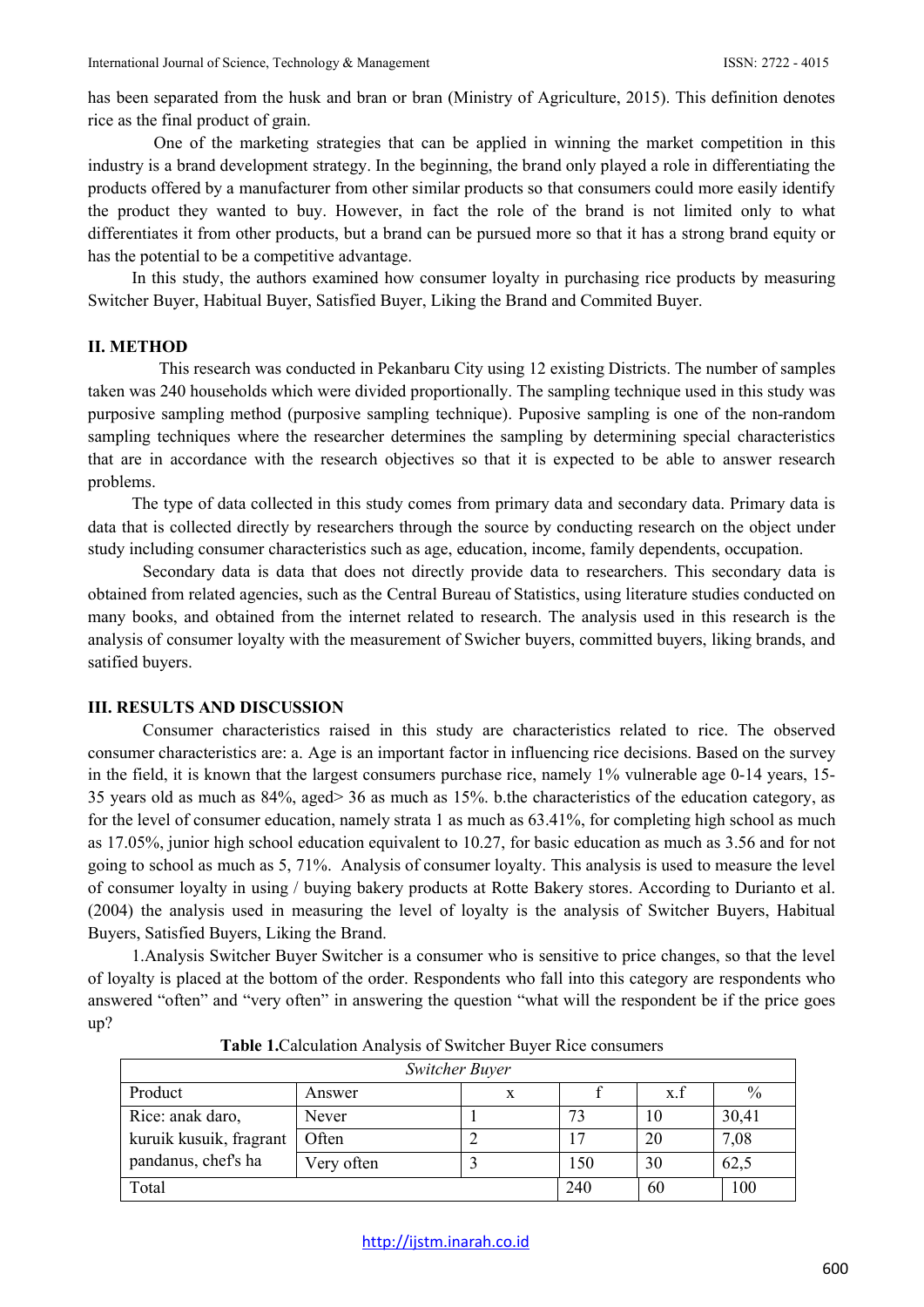has been separated from the husk and bran or bran (Ministry of Agriculture, 2015). This definition denotes rice as the final product of grain.

One of the marketing strategies that can be applied in winning the market competition in this industry is a brand development strategy. In the beginning, the brand only played a role in differentiating the products offered by a manufacturer from other similar products so that consumers could more easily identify the product they wanted to buy. However, in fact the role of the brand is not limited only to what differentiates it from other products, but a brand can be pursued more so that it has a strong brand equity or has the potential to be a competitive advantage.

In this study, the authors examined how consumer loyalty in purchasing rice products by measuring Switcher Buyer, Habitual Buyer, Satisfied Buyer, Liking the Brand and Commited Buyer.

## II. METHOD

This research was conducted in Pekanbaru City using 12 existing Districts. The number of samples taken was 240 households which were divided proportionally. The sampling technique used in this study was purposive sampling method (purposive sampling technique). Puposive sampling is one of the non-random sampling techniques where the researcher determines the sampling by determining special characteristics that are in accordance with the research objectives so that it is expected to be able to answer research problems.

The type of data collected in this study comes from primary data and secondary data. Primary data is data that is collected directly by researchers through the source by conducting research on the object under study including consumer characteristics such as age, education, income, family dependents, occupation.

Secondary data is data that does not directly provide data to researchers. This secondary data is obtained from related agencies, such as the Central Bureau of Statistics, using literature studies conducted on many books, and obtained from the internet related to research. The analysis used in this research is the analysis of consumer loyalty with the measurement of Swicher buyers, committed buyers, liking brands, and satisfied buyers.

## III. RESULTS AND DISCUSSION

Consumer characteristics raised in this study are characteristics related to rice. The observed consumer characteristics are: a. Age is an important factor in influencing rice decisions. Based on the survey in the field, it is known that the largest consumers purchase rice, namely 1% vulnerable age 0-14 years, 15-35 years old as much as 84%, aged> 36 as much as 15%. b.the characteristics of the education category, as for the level of consumer education, namely strata 1 as much as 63.41%, for completing high school as much as 17.05%, junior high school education equivalent to 10.27, for basic education as much as 3.56 and for not going to school as much as 5, 71%. Analysis of consumer loyalty. This analysis is used to measure the level of consumer loyalty in using / buying bakery products at Rotte Bakery stores. According to Durianto et al. (2004) the analysis used in measuring the level of loyalty is the analysis of Switcher Buyers, Habitual Buyers, Satisfied Buyers, Liking the Brand.

1.Analysis Switcher Buyer Switcher is a consumer who is sensitive to price changes, so that the level of loyalty is placed at the bottom of the order. Respondents who fall into this category are respondents who answered "often" and "very often" in answering the question "what will the respondent be if the price goes up?

**Table 1.**Calculation Analysis of Switcher Buyer Rice consumers

| *Switcher Buyer* | | | | | |
|---|---|---|---|---|---|
| Product | Answer | x | f | x.f | % |
| Rice: anak daro, kuruik kusuik, fragrant pandanus, chef's ha | Never | 1 | 73 | 10 | 30,41 |
| | Often | 2 | 17 | 20 | 7,08 |
| | Very often | 3 | 150 | 30 | 62,5 |
| Total | | | 240 | 60 | 100 |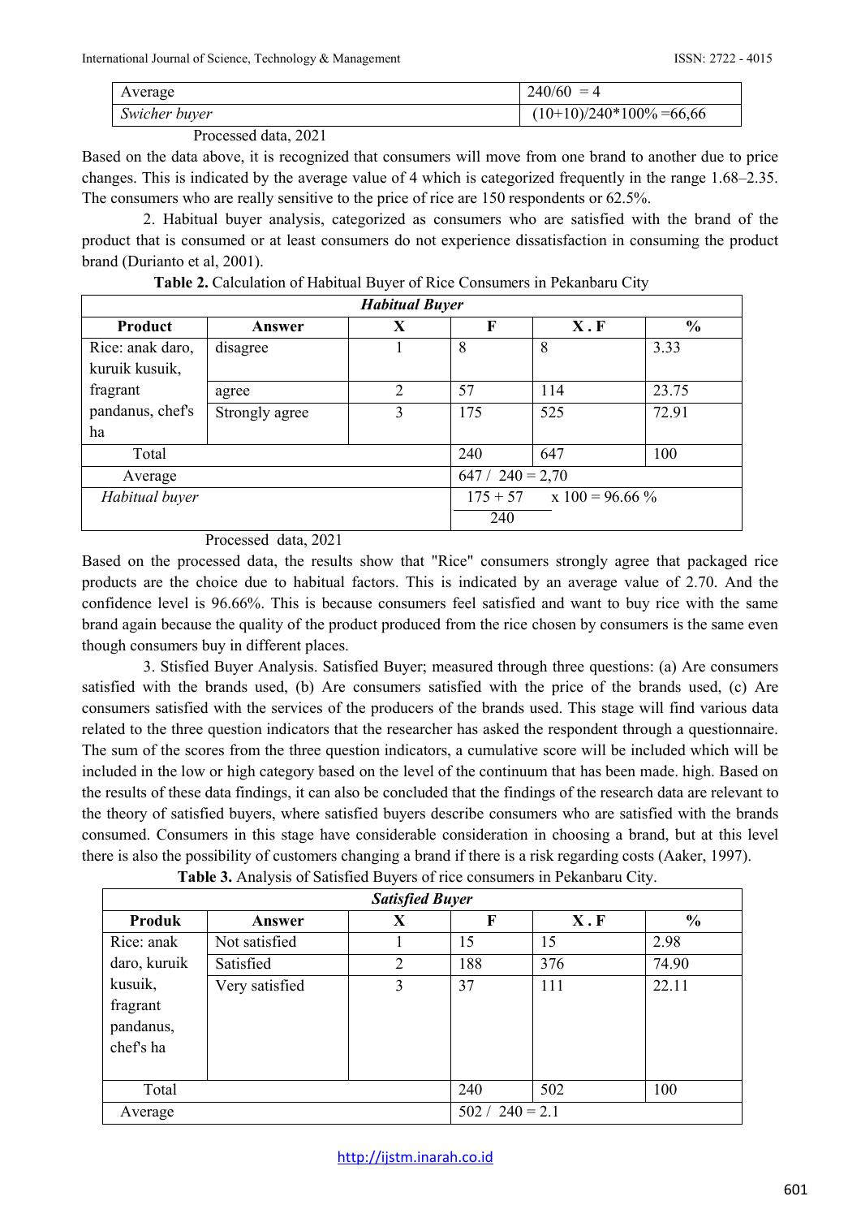| Average | 240/60 = 4 |
|---|---|
| *Swicher buyer* | (10+10)/240*100% =66,66 |

Processed data, 2021

Based on the data above, it is recognized that consumers will move from one brand to another due to price changes. This is indicated by the average value of 4 which is categorized frequently in the range 1.68–2.35. The consumers who are really sensitive to the price of rice are 150 respondents or 62.5%.

2. Habitual buyer analysis, categorized as consumers who are satisfied with the brand of the product that is consumed or at least consumers do not experience dissatisfaction in consuming the product brand (Durianto et al, 2001).

**Table 2.** Calculation of Habitual Buyer of Rice Consumers in Pekanbaru City

| ***Habitual Buyer*** | | | | | |
|---|---|---|---|---|---|
| **Product** | **Answer** | **X** | **F** | **X . F** | **%** |
| Rice: anak daro, kuruik kusuik, fragrant pandanus, chef's ha | disagree | 1 | 8 | 8 | 3.33 |
| | agree | 2 | 57 | 114 | 23.75 |
| | Strongly agree | 3 | 175 | 525 | 72.91 |
| Total | | | 240 | 647 | 100 |
| Average | | | 647 / 240 = 2,70 | | |
| *Habitual buyer* | | | $\frac{175 + 57}{240}$ x 100 = 96.66 % | | |

Processed data, 2021

Based on the processed data, the results show that "Rice" consumers strongly agree that packaged rice products are the choice due to habitual factors. This is indicated by an average value of 2.70. And the confidence level is 96.66%. This is because consumers feel satisfied and want to buy rice with the same brand again because the quality of the product produced from the rice chosen by consumers is the same even though consumers buy in different places.

3. Stisfied Buyer Analysis. Satisfied Buyer; measured through three questions: (a) Are consumers satisfied with the brands used, (b) Are consumers satisfied with the price of the brands used, (c) Are consumers satisfied with the services of the producers of the brands used. This stage will find various data related to the three question indicators that the researcher has asked the respondent through a questionnaire. The sum of the scores from the three question indicators, a cumulative score will be included which will be included in the low or high category based on the level of the continuum that has been made. high. Based on the results of these data findings, it can also be concluded that the findings of the research data are relevant to the theory of satisfied buyers, where satisfied buyers describe consumers who are satisfied with the brands consumed. Consumers in this stage have considerable consideration in choosing a brand, but at this level there is also the possibility of customers changing a brand if there is a risk regarding costs (Aaker, 1997).

**Table 3.** Analysis of Satisfied Buyers of rice consumers in Pekanbaru City.

| ***Satisfied Buyer*** | | | | | |
|---|---|---|---|---|---|
| **Produk** | **Answer** | **X** | **F** | **X . F** | **%** |
| Rice: anak daro, kuruik kusuik, fragrant pandanus, chef's ha | Not satisfied | 1 | 15 | 15 | 2.98 |
| | Satisfied | 2 | 188 | 376 | 74.90 |
| | Very satisfied | 3 | 37 | 111 | 22.11 |
| Total | | | 240 | 502 | 100 |
| Average | | | 502 / 240 = 2.1 | | |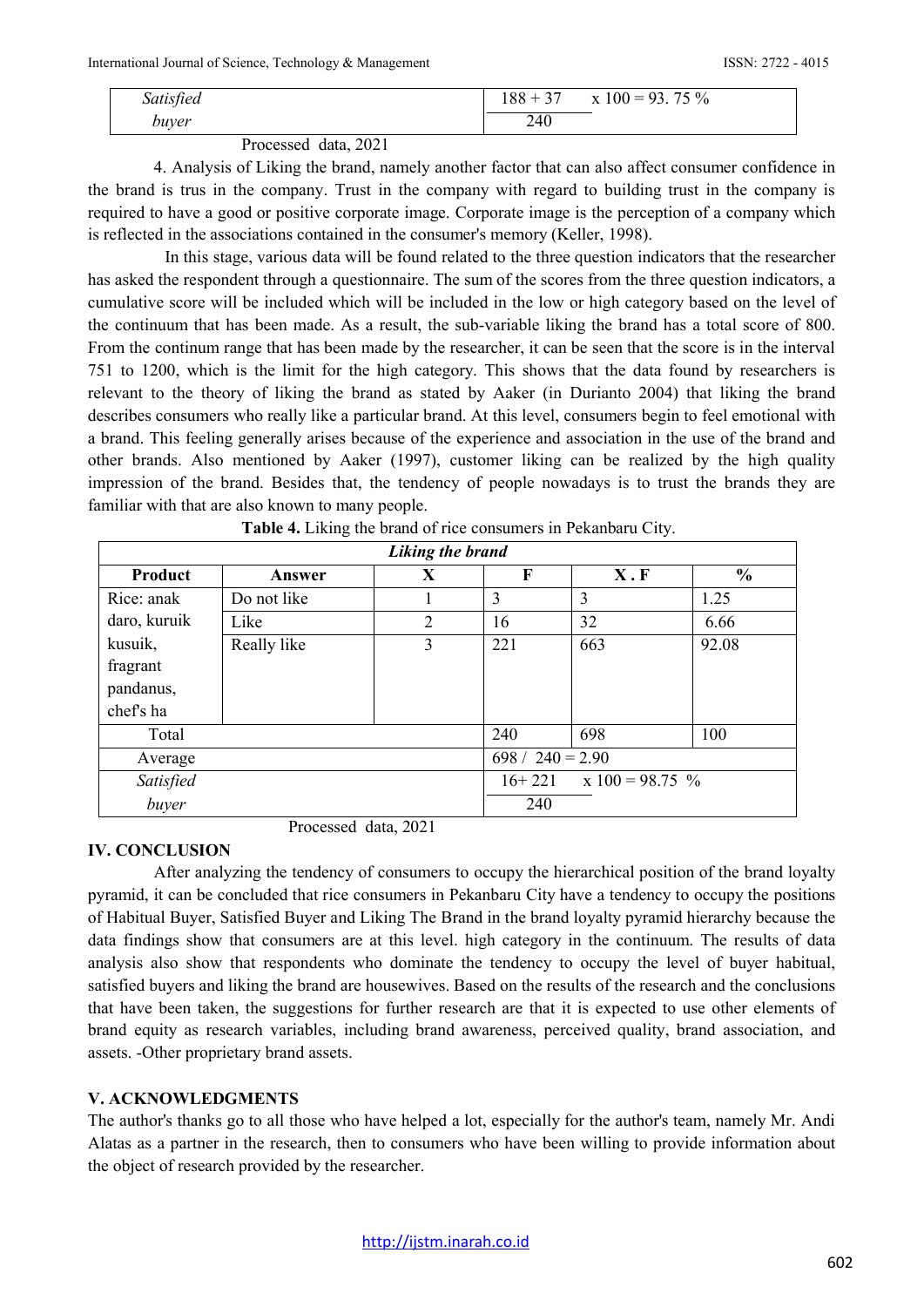| | |
|---|---|
| *Satisfied buyer* | $\frac{188 + 37}{240}$ x 100 = 93. 75 % |

Processed data, 2021

4. Analysis of Liking the brand, namely another factor that can also affect consumer confidence in the brand is trus in the company. Trust in the company with regard to building trust in the company is required to have a good or positive corporate image. Corporate image is the perception of a company which is reflected in the associations contained in the consumer's memory (Keller, 1998).

In this stage, various data will be found related to the three question indicators that the researcher has asked the respondent through a questionnaire. The sum of the scores from the three question indicators, a cumulative score will be included which will be included in the low or high category based on the level of the continuum that has been made. As a result, the sub-variable liking the brand has a total score of 800. From the continum range that has been made by the researcher, it can be seen that the score is in the interval 751 to 1200, which is the limit for the high category. This shows that the data found by researchers is relevant to the theory of liking the brand as stated by Aaker (in Durianto 2004) that liking the brand describes consumers who really like a particular brand. At this level, consumers begin to feel emotional with a brand. This feeling generally arises because of the experience and association in the use of the brand and other brands. Also mentioned by Aaker (1997), customer liking can be realized by the high quality impression of the brand. Besides that, the tendency of people nowadays is to trust the brands they are familiar with that are also known to many people.

**Table 4.** Liking the brand of rice consumers in Pekanbaru City.

| ***Liking the brand*** | | | | | |
|---|---|---|---|---|---|
| **Product** | **Answer** | **X** | **F** | **X . F** | **%** |
| Rice: anak daro, kuruik kusuik, fragrant pandanus, chef's ha | Do not like | 1 | 3 | 3 | 1.25 |
| | Like | 2 | 16 | 32 | 6.66 |
| | Really like | 3 | 221 | 663 | 92.08 |
| Total | | | 240 | 698 | 100 |
| Average | | | 698 / 240 = 2.90 | | |
| *Satisfied buyer* | | | $\frac{16+ 221}{240}$ x 100 = 98.75 % | | |

Processed data, 2021

## IV. CONCLUSION

After analyzing the tendency of consumers to occupy the hierarchical position of the brand loyalty pyramid, it can be concluded that rice consumers in Pekanbaru City have a tendency to occupy the positions of Habitual Buyer, Satisfied Buyer and Liking The Brand in the brand loyalty pyramid hierarchy because the data findings show that consumers are at this level. high category in the continuum. The results of data analysis also show that respondents who dominate the tendency to occupy the level of buyer habitual, satisfied buyers and liking the brand are housewives. Based on the results of the research and the conclusions that have been taken, the suggestions for further research are that it is expected to use other elements of brand equity as research variables, including brand awareness, perceived quality, brand association, and assets. -Other proprietary brand assets.

## V. ACKNOWLEDGMENTS

The author's thanks go to all those who have helped a lot, especially for the author's team, namely Mr. Andi Alatas as a partner in the research, then to consumers who have been willing to provide information about the object of research provided by the researcher.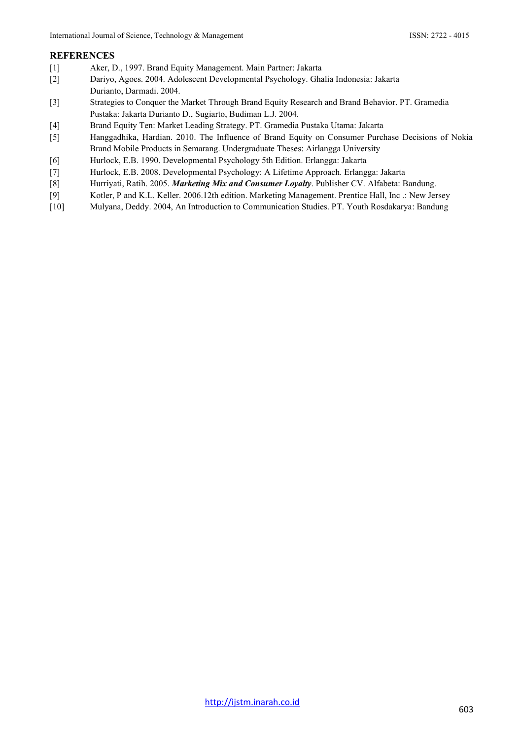## REFERENCES

[1] Aker, D., 1997. Brand Equity Management. Main Partner: Jakarta

[2] Dariyo, Agoes. 2004. Adolescent Developmental Psychology. Ghalia Indonesia: Jakarta
Durianto, Darmadi. 2004.

[3] Strategies to Conquer the Market Through Brand Equity Research and Brand Behavior. PT. Gramedia Pustaka: Jakarta Durianto D., Sugiarto, Budiman L.J. 2004.

[4] Brand Equity Ten: Market Leading Strategy. PT. Gramedia Pustaka Utama: Jakarta

[5] Hanggadhika, Hardian. 2010. The Influence of Brand Equity on Consumer Purchase Decisions of Nokia Brand Mobile Products in Semarang. Undergraduate Theses: Airlangga University

[6] Hurlock, E.B. 1990. Developmental Psychology 5th Edition. Erlangga: Jakarta

[7] Hurlock, E.B. 2008. Developmental Psychology: A Lifetime Approach. Erlangga: Jakarta

[8] Hurriyati, Ratih. 2005. ***Marketing Mix and Consumer Loyalty***. Publisher CV. Alfabeta: Bandung.

[9] Kotler, P and K.L. Keller. 2006.12th edition. Marketing Management. Prentice Hall, Inc .: New Jersey

[10] Mulyana, Deddy. 2004, An Introduction to Communication Studies. PT. Youth Rosdakarya: Bandung